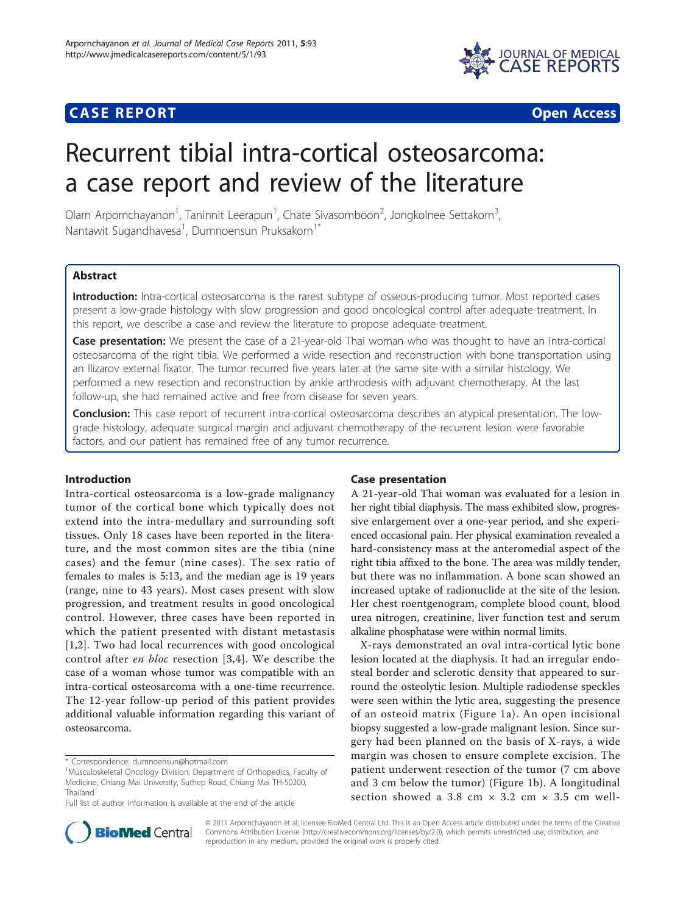CASE REPORT | Open Access

# Recurrent tibial intra-cortical osteosarcoma: a case report and review of the literature

Olarn Arpornchayanon[1], Taninnit Leerapun[1], Chate Sivasomboon[2], Jongkolnee Settakorn[3], Nantawit Sugandhavesa[1], Dumnoensun Pruksakorn[1*]

## Abstract

**Introduction:** Intra-cortical osteosarcoma is the rarest subtype of osseous-producing tumor. Most reported cases present a low-grade histology with slow progression and good oncological control after adequate treatment. In this report, we describe a case and review the literature to propose adequate treatment.

**Case presentation:** We present the case of a 21-year-old Thai woman who was thought to have an intra-cortical osteosarcoma of the right tibia. We performed a wide resection and reconstruction with bone transportation using an Ilizarov external fixator. The tumor recurred five years later at the same site with a similar histology. We performed a new resection and reconstruction by ankle arthrodesis with adjuvant chemotherapy. At the last follow-up, she had remained active and free from disease for seven years.

**Conclusion:** This case report of recurrent intra-cortical osteosarcoma describes an atypical presentation. The low-grade histology, adequate surgical margin and adjuvant chemotherapy of the recurrent lesion were favorable factors, and our patient has remained free of any tumor recurrence.

## Introduction

Intra-cortical osteosarcoma is a low-grade malignancy tumor of the cortical bone which typically does not extend into the intra-medullary and surrounding soft tissues. Only 18 cases have been reported in the literature, and the most common sites are the tibia (nine cases) and the femur (nine cases). The sex ratio of females to males is 5:13, and the median age is 19 years (range, nine to 43 years). Most cases present with slow progression, and treatment results in good oncological control. However, three cases have been reported in which the patient presented with distant metastasis [1,2]. Two had local recurrences with good oncological control after *en bloc* resection [3,4]. We describe the case of a woman whose tumor was compatible with an intra-cortical osteosarcoma with a one-time recurrence. The 12-year follow-up period of this patient provides additional valuable information regarding this variant of osteosarcoma.

## Case presentation

A 21-year-old Thai woman was evaluated for a lesion in her right tibial diaphysis. The mass exhibited slow, progressive enlargement over a one-year period, and she experienced occasional pain. Her physical examination revealed a hard-consistency mass at the anteromedial aspect of the right tibia affixed to the bone. The area was mildly tender, but there was no inflammation. A bone scan showed an increased uptake of radionuclide at the site of the lesion. Her chest roentgenogram, complete blood count, blood urea nitrogen, creatinine, liver function test and serum alkaline phosphatase were within normal limits.

X-rays demonstrated an oval intra-cortical lytic bone lesion located at the diaphysis. It had an irregular endosteal border and sclerotic density that appeared to surround the osteolytic lesion. Multiple radiodense speckles were seen within the lytic area, suggesting the presence of an osteoid matrix (Figure 1a). An open incisional biopsy suggested a low-grade malignant lesion. Since surgery had been planned on the basis of X-rays, a wide margin was chosen to ensure complete excision. The patient underwent resection of the tumor (7 cm above and 3 cm below the tumor) (Figure 1b). A longitudinal section showed a 3.8 cm × 3.2 cm × 3.5 cm well-

\* Correspondence: dumnoensun@hotmail.com
[1]Musculoskeletal Oncology Division, Department of Orthopedics, Faculty of Medicine, Chiang Mai University, Suthep Road, Chiang Mai TH-50200, Thailand
Full list of author information is available at the end of the article

© 2011 Arpornchayanon et al; licensee BioMed Central Ltd. This is an Open Access article distributed under the terms of the Creative Commons Attribution License (http://creativecommons.org/licenses/by/2.0), which permits unrestricted use, distribution, and reproduction in any medium, provided the original work is properly cited.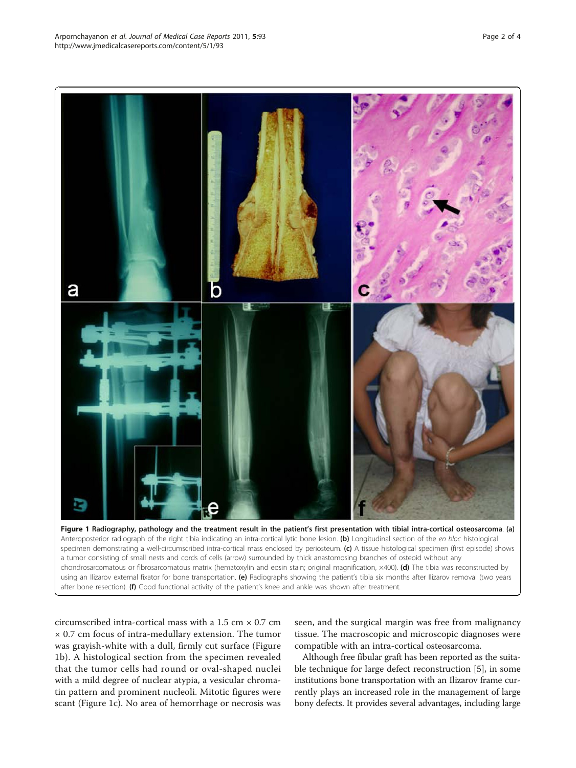**Figure 1 Radiography, pathology and the treatment result in the patient's first presentation with tibial intra-cortical osteosarcoma**. **(a)** Anteroposterior radiograph of the right tibia indicating an intra-cortical lytic bone lesion. **(b)** Longitudinal section of the *en bloc* histological specimen demonstrating a well-circumscribed intra-cortical mass enclosed by periosteum. **(c)** A tissue histological specimen (first episode) shows a tumor consisting of small nests and cords of cells (arrow) surrounded by thick anastomosing branches of osteoid without any chondrosarcomatous or fibrosarcomatous matrix (hematoxylin and eosin stain; original magnification, ×400). **(d)** The tibia was reconstructed by using an Ilizarov external fixator for bone transportation. **(e)** Radiographs showing the patient's tibia six months after Ilizarov removal (two years after bone resection). **(f)** Good functional activity of the patient's knee and ankle was shown after treatment.

circumscribed intra-cortical mass with a 1.5 cm × 0.7 cm × 0.7 cm focus of intra-medullary extension. The tumor was grayish-white with a dull, firmly cut surface (Figure 1b). A histological section from the specimen revealed that the tumor cells had round or oval-shaped nuclei with a mild degree of nuclear atypia, a vesicular chromatin pattern and prominent nucleoli. Mitotic figures were scant (Figure 1c). No area of hemorrhage or necrosis was seen, and the surgical margin was free from malignancy tissue. The macroscopic and microscopic diagnoses were compatible with an intra-cortical osteosarcoma.

Although free fibular graft has been reported as the suitable technique for large defect reconstruction [5], in some institutions bone transportation with an Ilizarov frame currently plays an increased role in the management of large bony defects. It provides several advantages, including large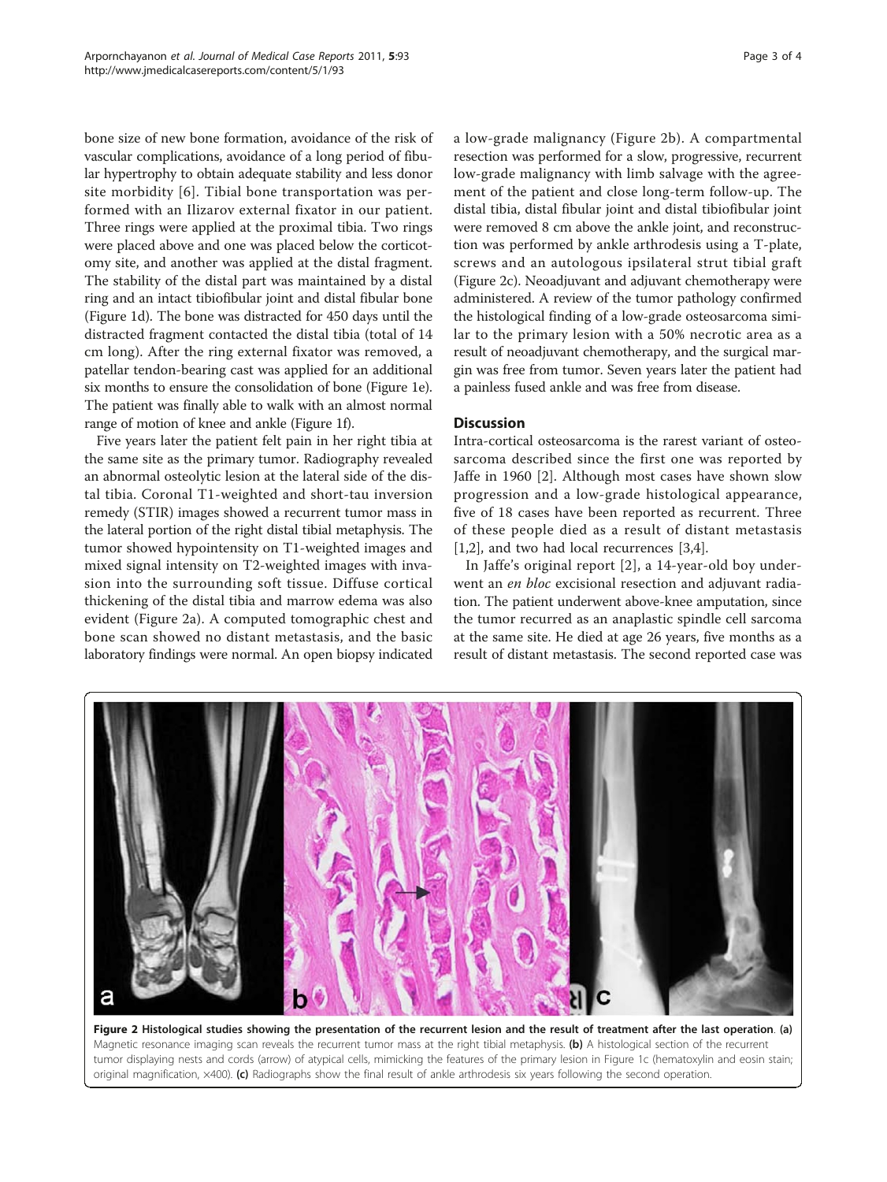bone size of new bone formation, avoidance of the risk of vascular complications, avoidance of a long period of fibular hypertrophy to obtain adequate stability and less donor site morbidity [6]. Tibial bone transportation was performed with an Ilizarov external fixator in our patient. Three rings were applied at the proximal tibia. Two rings were placed above and one was placed below the corticotomy site, and another was applied at the distal fragment. The stability of the distal part was maintained by a distal ring and an intact tibiofibular joint and distal fibular bone (Figure 1d). The bone was distracted for 450 days until the distracted fragment contacted the distal tibia (total of 14 cm long). After the ring external fixator was removed, a patellar tendon-bearing cast was applied for an additional six months to ensure the consolidation of bone (Figure 1e). The patient was finally able to walk with an almost normal range of motion of knee and ankle (Figure 1f).

Five years later the patient felt pain in her right tibia at the same site as the primary tumor. Radiography revealed an abnormal osteolytic lesion at the lateral side of the distal tibia. Coronal T1-weighted and short-tau inversion remedy (STIR) images showed a recurrent tumor mass in the lateral portion of the right distal tibial metaphysis. The tumor showed hypointensity on T1-weighted images and mixed signal intensity on T2-weighted images with invasion into the surrounding soft tissue. Diffuse cortical thickening of the distal tibia and marrow edema was also evident (Figure 2a). A computed tomographic chest and bone scan showed no distant metastasis, and the basic laboratory findings were normal. An open biopsy indicated a low-grade malignancy (Figure 2b). A compartmental resection was performed for a slow, progressive, recurrent low-grade malignancy with limb salvage with the agreement of the patient and close long-term follow-up. The distal tibia, distal fibular joint and distal tibiofibular joint were removed 8 cm above the ankle joint, and reconstruction was performed by ankle arthrodesis using a T-plate, screws and an autologous ipsilateral strut tibial graft (Figure 2c). Neoadjuvant and adjuvant chemotherapy were administered. A review of the tumor pathology confirmed the histological finding of a low-grade osteosarcoma similar to the primary lesion with a 50% necrotic area as a result of neoadjuvant chemotherapy, and the surgical margin was free from tumor. Seven years later the patient had a painless fused ankle and was free from disease.

## Discussion

Intra-cortical osteosarcoma is the rarest variant of osteosarcoma described since the first one was reported by Jaffe in 1960 [2]. Although most cases have shown slow progression and a low-grade histological appearance, five of 18 cases have been reported as recurrent. Three of these people died as a result of distant metastasis [1,2], and two had local recurrences [3,4].

In Jaffe's original report [2], a 14-year-old boy underwent an *en bloc* excisional resection and adjuvant radiation. The patient underwent above-knee amputation, since the tumor recurred as an anaplastic spindle cell sarcoma at the same site. He died at age 26 years, five months as a result of distant metastasis. The second reported case was

**Figure 2 Histological studies showing the presentation of the recurrent lesion and the result of treatment after the last operation**. **(a)** Magnetic resonance imaging scan reveals the recurrent tumor mass at the right tibial metaphysis. **(b)** A histological section of the recurrent tumor displaying nests and cords (arrow) of atypical cells, mimicking the features of the primary lesion in Figure 1c (hematoxylin and eosin stain; original magnification, ×400). **(c)** Radiographs show the final result of ankle arthrodesis six years following the second operation.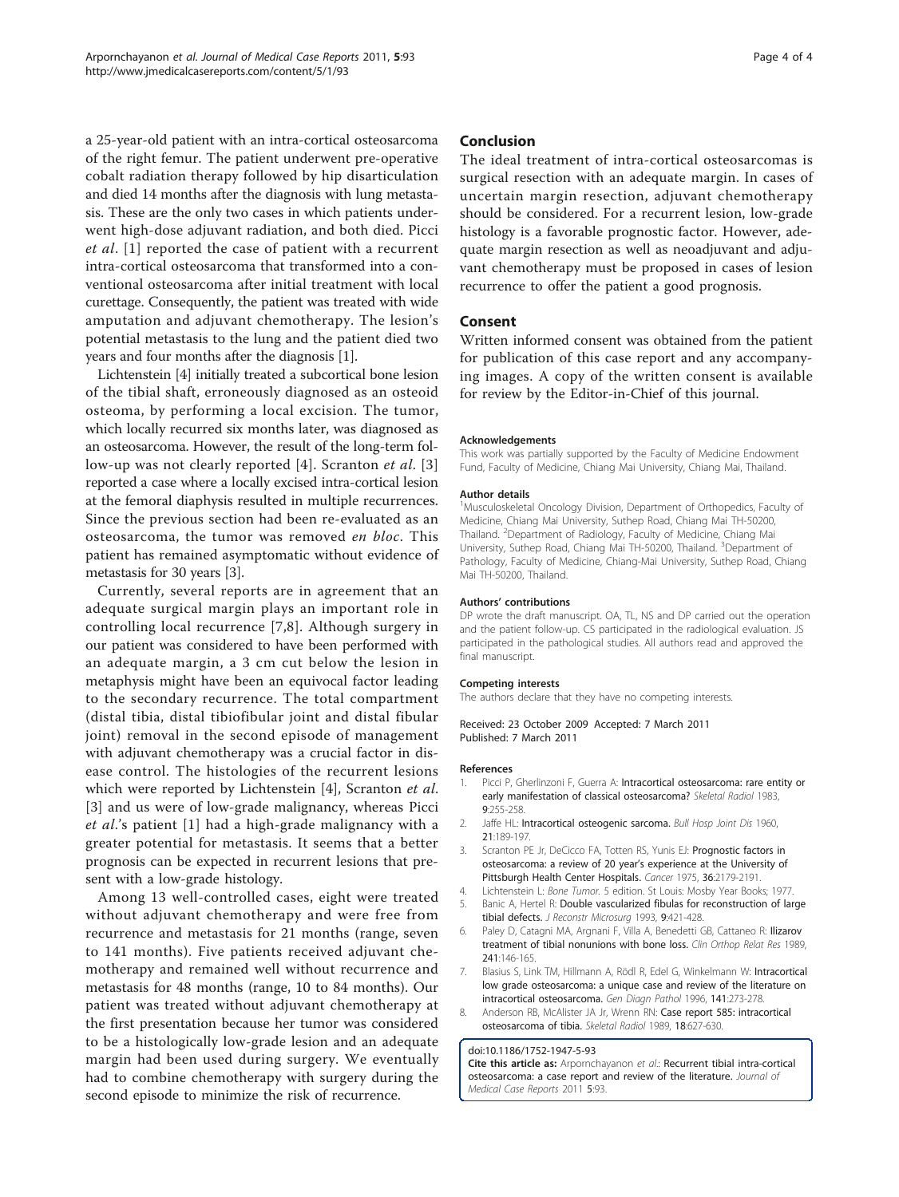a 25-year-old patient with an intra-cortical osteosarcoma of the right femur. The patient underwent pre-operative cobalt radiation therapy followed by hip disarticulation and died 14 months after the diagnosis with lung metastasis. These are the only two cases in which patients underwent high-dose adjuvant radiation, and both died. Picci *et al*. [1] reported the case of patient with a recurrent intra-cortical osteosarcoma that transformed into a conventional osteosarcoma after initial treatment with local curettage. Consequently, the patient was treated with wide amputation and adjuvant chemotherapy. The lesion's potential metastasis to the lung and the patient died two years and four months after the diagnosis [1].

Lichtenstein [4] initially treated a subcortical bone lesion of the tibial shaft, erroneously diagnosed as an osteoid osteoma, by performing a local excision. The tumor, which locally recurred six months later, was diagnosed as an osteosarcoma. However, the result of the long-term follow-up was not clearly reported [4]. Scranton *et al*. [3] reported a case where a locally excised intra-cortical lesion at the femoral diaphysis resulted in multiple recurrences. Since the previous section had been re-evaluated as an osteosarcoma, the tumor was removed *en bloc*. This patient has remained asymptomatic without evidence of metastasis for 30 years [3].

Currently, several reports are in agreement that an adequate surgical margin plays an important role in controlling local recurrence [7,8]. Although surgery in our patient was considered to have been performed with an adequate margin, a 3 cm cut below the lesion in metaphysis might have been an equivocal factor leading to the secondary recurrence. The total compartment (distal tibia, distal tibiofibular joint and distal fibular joint) removal in the second episode of management with adjuvant chemotherapy was a crucial factor in disease control. The histologies of the recurrent lesions which were reported by Lichtenstein [4], Scranton *et al*. [3] and us were of low-grade malignancy, whereas Picci *et al*.'s patient [1] had a high-grade malignancy with a greater potential for metastasis. It seems that a better prognosis can be expected in recurrent lesions that present with a low-grade histology.

Among 13 well-controlled cases, eight were treated without adjuvant chemotherapy and were free from recurrence and metastasis for 21 months (range, seven to 141 months). Five patients received adjuvant chemotherapy and remained well without recurrence and metastasis for 48 months (range, 10 to 84 months). Our patient was treated without adjuvant chemotherapy at the first presentation because her tumor was considered to be a histologically low-grade lesion and an adequate margin had been used during surgery. We eventually had to combine chemotherapy with surgery during the second episode to minimize the risk of recurrence.

## Conclusion

The ideal treatment of intra-cortical osteosarcomas is surgical resection with an adequate margin. In cases of uncertain margin resection, adjuvant chemotherapy should be considered. For a recurrent lesion, low-grade histology is a favorable prognostic factor. However, adequate margin resection as well as neoadjuvant and adjuvant chemotherapy must be proposed in cases of lesion recurrence to offer the patient a good prognosis.

## Consent

Written informed consent was obtained from the patient for publication of this case report and any accompanying images. A copy of the written consent is available for review by the Editor-in-Chief of this journal.

#### Acknowledgements

This work was partially supported by the Faculty of Medicine Endowment Fund, Faculty of Medicine, Chiang Mai University, Chiang Mai, Thailand.

#### Author details

[1]Musculoskeletal Oncology Division, Department of Orthopedics, Faculty of Medicine, Chiang Mai University, Suthep Road, Chiang Mai TH-50200, Thailand. [2]Department of Radiology, Faculty of Medicine, Chiang Mai University, Suthep Road, Chiang Mai TH-50200, Thailand. [3]Department of Pathology, Faculty of Medicine, Chiang-Mai University, Suthep Road, Chiang Mai TH-50200, Thailand.

#### Authors' contributions

DP wrote the draft manuscript. OA, TL, NS and DP carried out the operation and the patient follow-up. CS participated in the radiological evaluation. JS participated in the pathological studies. All authors read and approved the final manuscript.

#### Competing interests

The authors declare that they have no competing interests.

Received: 23 October 2009 Accepted: 7 March 2011
Published: 7 March 2011

#### References

1. Picci P, Gherlinzoni F, Guerra A: **Intracortical osteosarcoma: rare entity or early manifestation of classical osteosarcoma?** *Skeletal Radiol* 1983, **9**:255-258.
2. Jaffe HL: **Intracortical osteogenic sarcoma.** *Bull Hosp Joint Dis* 1960, **21**:189-197.
3. Scranton PE Jr, DeCicco FA, Totten RS, Yunis EJ: **Prognostic factors in osteosarcoma: a review of 20 year's experience at the University of Pittsburgh Health Center Hospitals.** *Cancer* 1975, **36**:2179-2191.
4. Lichtenstein L: *Bone Tumor.* 5 edition. St Louis: Mosby Year Books; 1977.
5. Banic A, Hertel R: **Double vascularized fibulas for reconstruction of large tibial defects.** *J Reconstr Microsurg* 1993, **9**:421-428.
6. Paley D, Catagni MA, Argnani F, Villa A, Benedetti GB, Cattaneo R: **Ilizarov treatment of tibial nonunions with bone loss.** *Clin Orthop Relat Res* 1989, **241**:146-165.
7. Blasius S, Link TM, Hillmann A, Rödl R, Edel G, Winkelmann W: **Intracortical low grade osteosarcoma: a unique case and review of the literature on intracortical osteosarcoma.** *Gen Diagn Pathol* 1996, **141**:273-278.
8. Anderson RB, McAlister JA Jr, Wrenn RN: **Case report 585: intracortical osteosarcoma of tibia.** *Skeletal Radiol* 1989, **18**:627-630.

doi:10.1186/1752-1947-5-93

**Cite this article as:** Arpornchayanon *et al.*: Recurrent tibial intra-cortical osteosarcoma: a case report and review of the literature. *Journal of Medical Case Reports* 2011 **5**:93.